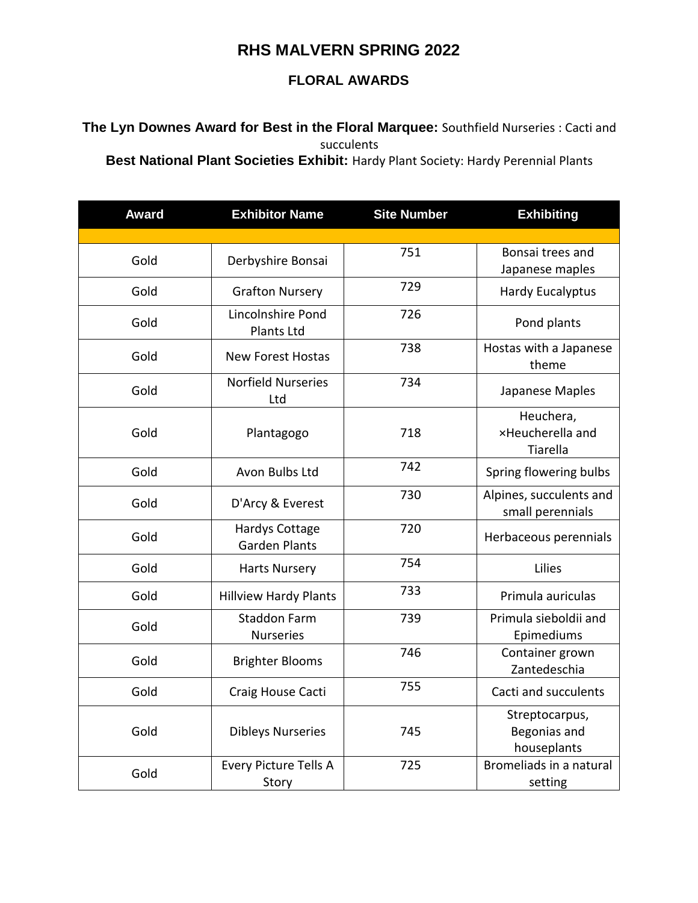# RHS MALVERN SPRING 2022

## FLORAL AWARDS

**The Lyn Downes Award for Best in the Floral Marquee:** Southfield Nurseries : Cacti and succulents

**Best National Plant Societies Exhibit:** Hardy Plant Society: Hardy Perennial Plants

| Award | Exhibitor Name | Site Number | Exhibiting |
|---|---|---|---|
| Gold | Derbyshire Bonsai | 751 | Bonsai trees and Japanese maples |
| Gold | Grafton Nursery | 729 | Hardy Eucalyptus |
| Gold | Lincolnshire Pond Plants Ltd | 726 | Pond plants |
| Gold | New Forest Hostas | 738 | Hostas with a Japanese theme |
| Gold | Norfield Nurseries Ltd | 734 | Japanese Maples |
| Gold | Plantagogo | 718 | Heuchera, ×Heucherella and Tiarella |
| Gold | Avon Bulbs Ltd | 742 | Spring flowering bulbs |
| Gold | D'Arcy & Everest | 730 | Alpines, succulents and small perennials |
| Gold | Hardys Cottage Garden Plants | 720 | Herbaceous perennials |
| Gold | Harts Nursery | 754 | Lilies |
| Gold | Hillview Hardy Plants | 733 | Primula auriculas |
| Gold | Staddon Farm Nurseries | 739 | Primula sieboldii and Epimediums |
| Gold | Brighter Blooms | 746 | Container grown Zantedeschia |
| Gold | Craig House Cacti | 755 | Cacti and succulents |
| Gold | Dibleys Nurseries | 745 | Streptocarpus, Begonias and houseplants |
| Gold | Every Picture Tells A Story | 725 | Bromeliads in a natural setting |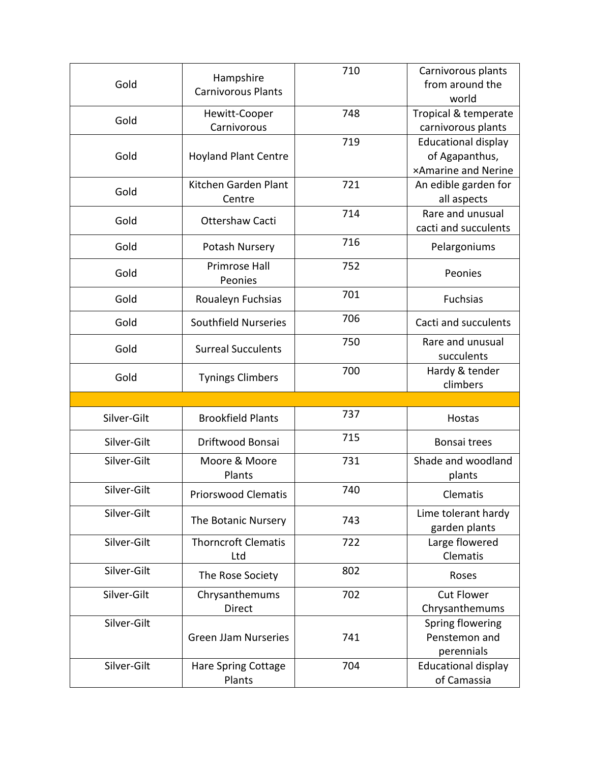| Gold | Hampshire Carnivorous Plants | 710 | Carnivorous plants from around the world |
|---|---|---|---|
| Gold | Hewitt-Cooper Carnivorous | 748 | Tropical & temperate carnivorous plants |
| Gold | Hoyland Plant Centre | 719 | Educational display of Agapanthus, ×Amarine and Nerine |
| Gold | Kitchen Garden Plant Centre | 721 | An edible garden for all aspects |
| Gold | Ottershaw Cacti | 714 | Rare and unusual cacti and succulents |
| Gold | Potash Nursery | 716 | Pelargoniums |
| Gold | Primrose Hall Peonies | 752 | Peonies |
| Gold | Roualeyn Fuchsias | 701 | Fuchsias |
| Gold | Southfield Nurseries | 706 | Cacti and succulents |
| Gold | Surreal Succulents | 750 | Rare and unusual succulents |
| Gold | Tynings Climbers | 700 | Hardy & tender climbers |
| | | | |
| Silver-Gilt | Brookfield Plants | 737 | Hostas |
| Silver-Gilt | Driftwood Bonsai | 715 | Bonsai trees |
| Silver-Gilt | Moore & Moore Plants | 731 | Shade and woodland plants |
| Silver-Gilt | Priorswood Clematis | 740 | Clematis |
| Silver-Gilt | The Botanic Nursery | 743 | Lime tolerant hardy garden plants |
| Silver-Gilt | Thorncroft Clematis Ltd | 722 | Large flowered Clematis |
| Silver-Gilt | The Rose Society | 802 | Roses |
| Silver-Gilt | Chrysanthemums Direct | 702 | Cut Flower Chrysanthemums |
| Silver-Gilt | Green JJam Nurseries | 741 | Spring flowering Penstemon and perennials |
| Silver-Gilt | Hare Spring Cottage Plants | 704 | Educational display of Camassia |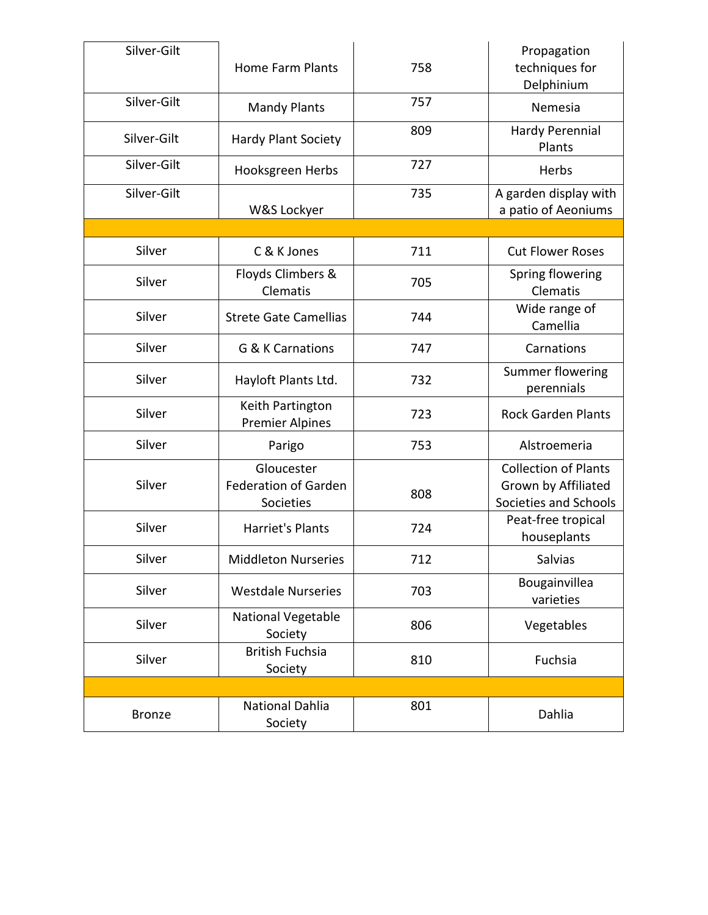| | | | |
|---|---|---|---|
| Silver-Gilt | Home Farm Plants | 758 | Propagation techniques for Delphinium |
| Silver-Gilt | Mandy Plants | 757 | Nemesia |
| Silver-Gilt | Hardy Plant Society | 809 | Hardy Perennial Plants |
| Silver-Gilt | Hooksgreen Herbs | 727 | Herbs |
| Silver-Gilt | W&S Lockyer | 735 | A garden display with a patio of Aeoniums |
| | | | |
| Silver | C & K Jones | 711 | Cut Flower Roses |
| Silver | Floyds Climbers & Clematis | 705 | Spring flowering Clematis |
| Silver | Strete Gate Camellias | 744 | Wide range of Camellia |
| Silver | G & K Carnations | 747 | Carnations |
| Silver | Hayloft Plants Ltd. | 732 | Summer flowering perennials |
| Silver | Keith Partington Premier Alpines | 723 | Rock Garden Plants |
| Silver | Parigo | 753 | Alstroemeria |
| Silver | Gloucester Federation of Garden Societies | 808 | Collection of Plants Grown by Affiliated Societies and Schools |
| Silver | Harriet's Plants | 724 | Peat-free tropical houseplants |
| Silver | Middleton Nurseries | 712 | Salvias |
| Silver | Westdale Nurseries | 703 | Bougainvillea varieties |
| Silver | National Vegetable Society | 806 | Vegetables |
| Silver | British Fuchsia Society | 810 | Fuchsia |
| | | | |
| Bronze | National Dahlia Society | 801 | Dahlia |